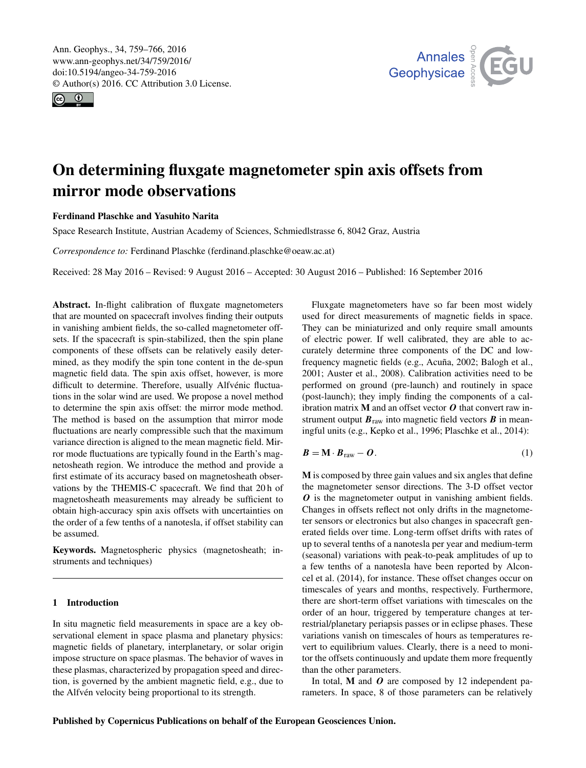# On determining fluxgate magnetometer spin axis offsets from mirror mode observations

**Ferdinand Plaschke and Yasuhito Narita**

Space Research Institute, Austrian Academy of Sciences, Schmiedlstrasse 6, 8042 Graz, Austria

*Correspondence to:* Ferdinand Plaschke (ferdinand.plaschke@oeaw.ac.at)

Received: 28 May 2016 – Revised: 9 August 2016 – Accepted: 30 August 2016 – Published: 16 September 2016

**Abstract.** In-flight calibration of fluxgate magnetometers that are mounted on spacecraft involves finding their outputs in vanishing ambient fields, the so-called magnetometer offsets. If the spacecraft is spin-stabilized, then the spin plane components of these offsets can be relatively easily determined, as they modify the spin tone content in the de-spun magnetic field data. The spin axis offset, however, is more difficult to determine. Therefore, usually Alfvénic fluctuations in the solar wind are used. We propose a novel method to determine the spin axis offset: the mirror mode method. The method is based on the assumption that mirror mode fluctuations are nearly compressible such that the maximum variance direction is aligned to the mean magnetic field. Mirror mode fluctuations are typically found in the Earth's magnetosheath region. We introduce the method and provide a first estimate of its accuracy based on magnetosheath observations by the THEMIS-C spacecraft. We find that 20 h of magnetosheath measurements may already be sufficient to obtain high-accuracy spin axis offsets with uncertainties on the order of a few tenths of a nanotesla, if offset stability can be assumed.

**Keywords.** Magnetospheric physics (magnetosheath; instruments and techniques)

## 1 Introduction

In situ magnetic field measurements in space are a key observational element in space plasma and planetary physics: magnetic fields of planetary, interplanetary, or solar origin impose structure on space plasmas. The behavior of waves in these plasmas, characterized by propagation speed and direction, is governed by the ambient magnetic field, e.g., due to the Alfvén velocity being proportional to its strength.

Fluxgate magnetometers have so far been most widely used for direct measurements of magnetic fields in space. They can be miniaturized and only require small amounts of electric power. If well calibrated, they are able to accurately determine three components of the DC and low-frequency magnetic fields (e.g., Acuña, 2002; Balogh et al., 2001; Auster et al., 2008). Calibration activities need to be performed on ground (pre-launch) and routinely in space (post-launch); they imply finding the components of a calibration matrix $\mathbf{M}$ and an offset vector $\boldsymbol{O}$ that convert raw instrument output $\boldsymbol{B}_{\mathrm{raw}}$ into magnetic field vectors $\boldsymbol{B}$ in meaningful units (e.g., Kepko et al., 1996; Plaschke et al., 2014):

$$\boldsymbol{B} = \mathbf{M} \cdot \boldsymbol{B}_{\mathrm{raw}} - \boldsymbol{O}. \qquad (1)$$

$\mathbf{M}$ is composed by three gain values and six angles that define the magnetometer sensor directions. The 3-D offset vector $\boldsymbol{O}$ is the magnetometer output in vanishing ambient fields. Changes in offsets reflect not only drifts in the magnetometer sensors or electronics but also changes in spacecraft generated fields over time. Long-term offset drifts with rates of up to several tenths of a nanotesla per year and medium-term (seasonal) variations with peak-to-peak amplitudes of up to a few tenths of a nanotesla have been reported by Alconcel et al. (2014), for instance. These offset changes occur on timescales of years and months, respectively. Furthermore, there are short-term offset variations with timescales on the order of an hour, triggered by temperature changes at terrestrial/planetary periapsis passes or in eclipse phases. These variations vanish on timescales of hours as temperatures revert to equilibrium values. Clearly, there is a need to monitor the offsets continuously and update them more frequently than the other parameters.

In total, $\mathbf{M}$ and $\boldsymbol{O}$ are composed by 12 independent parameters. In space, 8 of those parameters can be relatively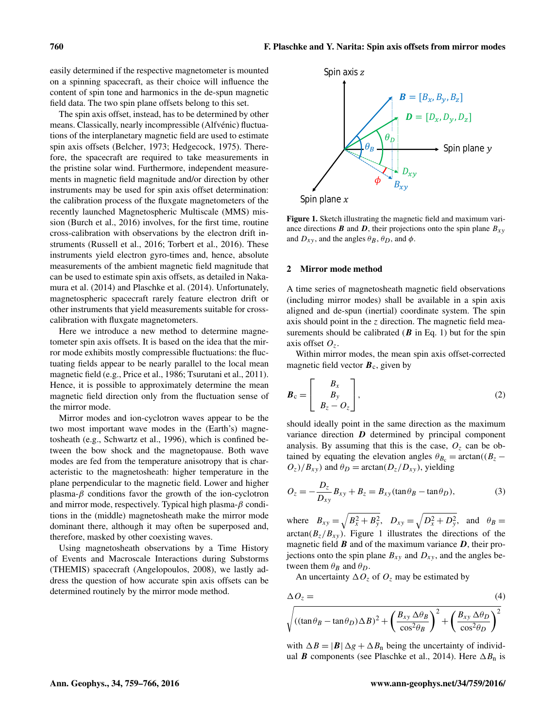easily determined if the respective magnetometer is mounted on a spinning spacecraft, as their choice will influence the content of spin tone and harmonics in the de-spun magnetic field data. The two spin plane offsets belong to this set.

The spin axis offset, instead, has to be determined by other means. Classically, nearly incompressible (Alfvénic) fluctuations of the interplanetary magnetic field are used to estimate spin axis offsets (Belcher, 1973; Hedgecock, 1975). Therefore, the spacecraft are required to take measurements in the pristine solar wind. Furthermore, independent measurements in magnetic field magnitude and/or direction by other instruments may be used for spin axis offset determination: the calibration process of the fluxgate magnetometers of the recently launched Magnetospheric Multiscale (MMS) mission (Burch et al., 2016) involves, for the first time, routine cross-calibration with observations by the electron drift instruments (Russell et al., 2016; Torbert et al., 2016). These instruments yield electron gyro-times and, hence, absolute measurements of the ambient magnetic field magnitude that can be used to estimate spin axis offsets, as detailed in Nakamura et al. (2014) and Plaschke et al. (2014). Unfortunately, magnetospheric spacecraft rarely feature electron drift or other instruments that yield measurements suitable for cross-calibration with fluxgate magnetometers.

Here we introduce a new method to determine magnetometer spin axis offsets. It is based on the idea that the mirror mode exhibits mostly compressible fluctuations: the fluctuating fields appear to be nearly parallel to the local mean magnetic field (e.g., Price et al., 1986; Tsurutani et al., 2011). Hence, it is possible to approximately determine the mean magnetic field direction only from the fluctuation sense of the mirror mode.

Mirror modes and ion-cyclotron waves appear to be the two most important wave modes in the (Earth's) magnetosheath (e.g., Schwartz et al., 1996), which is confined between the bow shock and the magnetopause. Both wave modes are fed from the temperature anisotropy that is characteristic to the magnetosheath: higher temperature in the plane perpendicular to the magnetic field. Lower and higher plasma-$\beta$ conditions favor the growth of the ion-cyclotron and mirror mode, respectively. Typical high plasma-$\beta$ conditions in the (middle) magnetosheath make the mirror mode dominant there, although it may often be superposed and, therefore, masked by other coexisting waves.

Using magnetosheath observations by a Time History of Events and Macroscale Interactions during Substorms (THEMIS) spacecraft (Angelopoulos, 2008), we lastly address the question of how accurate spin axis offsets can be determined routinely by the mirror mode method.

**Figure 1.** Sketch illustrating the magnetic field and maximum variance directions $\boldsymbol{B}$ and $\boldsymbol{D}$, their projections onto the spin plane $B_{xy}$ and $D_{xy}$, and the angles $\theta_B$, $\theta_D$, and $\phi$.

## 2 Mirror mode method

A time series of magnetosheath magnetic field observations (including mirror modes) shall be available in a spin axis aligned and de-spun (inertial) coordinate system. The spin axis should point in the $z$ direction. The magnetic field measurements should be calibrated ($\boldsymbol{B}$ in Eq. 1) but for the spin axis offset $O_z$.

Within mirror modes, the mean spin axis offset-corrected magnetic field vector $\boldsymbol{B}_\mathrm{c}$, given by

$$\boldsymbol{B}_\mathrm{c} = \begin{bmatrix} B_x \\ B_y \\ B_z - O_z \end{bmatrix}, \tag{2}$$

should ideally point in the same direction as the maximum variance direction $\boldsymbol{D}$ determined by principal component analysis. By assuming that this is the case, $O_z$ can be obtained by equating the elevation angles $\theta_{B_\mathrm{c}} = \arctan((B_z - O_z)/B_{xy})$ and $\theta_D = \arctan(D_z/D_{xy})$, yielding

$$O_z = -\frac{D_z}{D_{xy}} B_{xy} + B_z = B_{xy}(\tan\theta_B - \tan\theta_D), \tag{3}$$

where $B_{xy} = \sqrt{B_x^2 + B_y^2}$, $D_{xy} = \sqrt{D_x^2 + D_y^2}$, and $\theta_B = \arctan(B_z/B_{xy})$. Figure 1 illustrates the directions of the magnetic field $\boldsymbol{B}$ and of the maximum variance $\boldsymbol{D}$, their projections onto the spin plane $B_{xy}$ and $D_{xy}$, and the angles between them $\theta_B$ and $\theta_D$.

An uncertainty $\Delta O_z$ of $O_z$ may be estimated by

$$\Delta O_z = \sqrt{((\tan\theta_B - \tan\theta_D)\Delta B)^2 + \left(\frac{B_{xy}\,\Delta\theta_B}{\cos^2\theta_B}\right)^2 + \left(\frac{B_{xy}\,\Delta\theta_D}{\cos^2\theta_D}\right)^2} \tag{4}$$

with $\Delta B = |\boldsymbol{B}|\,\Delta g + \Delta B_\mathrm{n}$ being the uncertainty of individual $\boldsymbol{B}$ components (see Plaschke et al., 2014). Here $\Delta B_\mathrm{n}$ is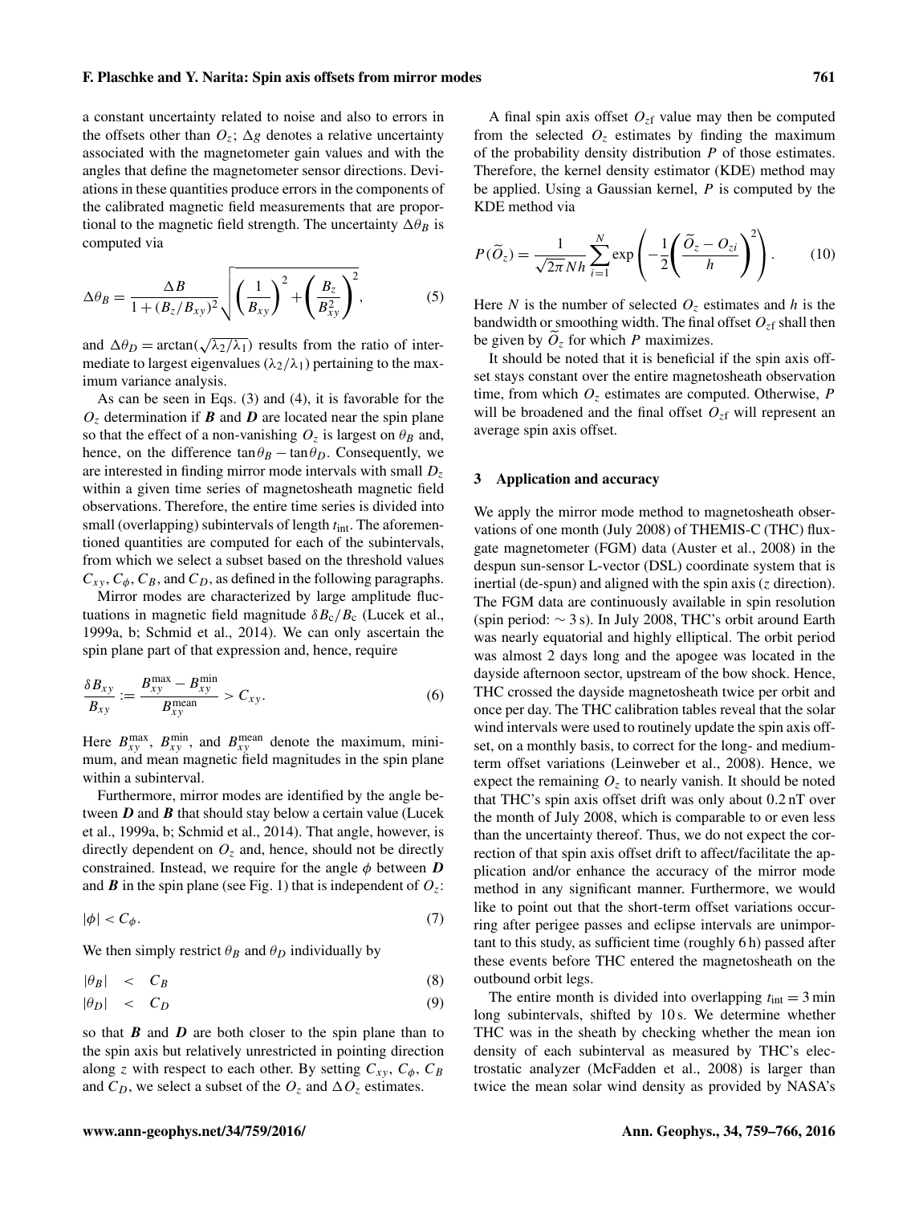a constant uncertainty related to noise and also to errors in the offsets other than $O_z$; $\Delta g$ denotes a relative uncertainty associated with the magnetometer gain values and with the angles that define the magnetometer sensor directions. Deviations in these quantities produce errors in the components of the calibrated magnetic field measurements that are proportional to the magnetic field strength. The uncertainty $\Delta\theta_B$ is computed via

$$\Delta\theta_B = \frac{\Delta B}{1+(B_z/B_{xy})^2}\sqrt{\left(\frac{1}{B_{xy}}\right)^2 + \left(\frac{B_z}{B_{xy}^2}\right)^2}, \tag{5}$$

and $\Delta\theta_D = \arctan(\sqrt{\lambda_2/\lambda_1})$ results from the ratio of intermediate to largest eigenvalues ($\lambda_2/\lambda_1$) pertaining to the maximum variance analysis.

As can be seen in Eqs. (3) and (4), it is favorable for the $O_z$ determination if $\boldsymbol{B}$ and $\boldsymbol{D}$ are located near the spin plane so that the effect of a non-vanishing $O_z$ is largest on $\theta_B$ and, hence, on the difference $\tan\theta_B - \tan\theta_D$. Consequently, we are interested in finding mirror mode intervals with small $D_z$ within a given time series of magnetosheath magnetic field observations. Therefore, the entire time series is divided into small (overlapping) subintervals of length $t_{\text{int}}$. The aforementioned quantities are computed for each of the subintervals, from which we select a subset based on the threshold values $C_{xy}$, $C_\phi$, $C_B$, and $C_D$, as defined in the following paragraphs.

Mirror modes are characterized by large amplitude fluctuations in magnetic field magnitude $\delta B_{\text{c}}/B_{\text{c}}$ (Lucek et al., 1999a, b; Schmid et al., 2014). We can only ascertain the spin plane part of that expression and, hence, require

$$\frac{\delta B_{xy}}{B_{xy}} := \frac{B_{xy}^{\max} - B_{xy}^{\min}}{B_{xy}^{\text{mean}}} > C_{xy}. \tag{6}$$

Here $B_{xy}^{\max}$, $B_{xy}^{\min}$, and $B_{xy}^{\text{mean}}$ denote the maximum, minimum, and mean magnetic field magnitudes in the spin plane within a subinterval.

Furthermore, mirror modes are identified by the angle between $\boldsymbol{D}$ and $\boldsymbol{B}$ that should stay below a certain value (Lucek et al., 1999a, b; Schmid et al., 2014). That angle, however, is directly dependent on $O_z$ and, hence, should not be directly constrained. Instead, we require for the angle $\phi$ between $\boldsymbol{D}$ and $\boldsymbol{B}$ in the spin plane (see Fig. 1) that is independent of $O_z$:

$$|\phi| < C_\phi. \tag{7}$$

We then simply restrict $\theta_B$ and $\theta_D$ individually by

$$|\theta_B| < C_B \tag{8}$$

$$|\theta_D| < C_D \tag{9}$$

so that $\boldsymbol{B}$ and $\boldsymbol{D}$ are both closer to the spin plane than to the spin axis but relatively unrestricted in pointing direction along $z$ with respect to each other. By setting $C_{xy}$, $C_\phi$, $C_B$ and $C_D$, we select a subset of the $O_z$ and $\Delta O_z$ estimates.

A final spin axis offset $O_{z\text{f}}$ value may then be computed from the selected $O_z$ estimates by finding the maximum of the probability density distribution $P$ of those estimates. Therefore, the kernel density estimator (KDE) method may be applied. Using a Gaussian kernel, $P$ is computed by the KDE method via

$$P(\widetilde{O}_z) = \frac{1}{\sqrt{2\pi}Nh}\sum_{i=1}^{N}\exp\left(-\frac{1}{2}\left(\frac{\widetilde{O}_z - O_{zi}}{h}\right)^2\right). \tag{10}$$

Here $N$ is the number of selected $O_z$ estimates and $h$ is the bandwidth or smoothing width. The final offset $O_{z\text{f}}$ shall then be given by $\widetilde{O}_z$ for which $P$ maximizes.

It should be noted that it is beneficial if the spin axis offset stays constant over the entire magnetosheath observation time, from which $O_z$ estimates are computed. Otherwise, $P$ will be broadened and the final offset $O_{z\text{f}}$ will represent an average spin axis offset.

## 3 Application and accuracy

We apply the mirror mode method to magnetosheath observations of one month (July 2008) of THEMIS-C (THC) fluxgate magnetometer (FGM) data (Auster et al., 2008) in the despun sun-sensor L-vector (DSL) coordinate system that is inertial (de-spun) and aligned with the spin axis ($z$ direction). The FGM data are continuously available in spin resolution (spin period: $\sim 3$ s). In July 2008, THC's orbit around Earth was nearly equatorial and highly elliptical. The orbit period was almost 2 days long and the apogee was located in the dayside afternoon sector, upstream of the bow shock. Hence, THC crossed the dayside magnetosheath twice per orbit and once per day. The THC calibration tables reveal that the solar wind intervals were used to routinely update the spin axis offset, on a monthly basis, to correct for the long- and medium-term offset variations (Leinweber et al., 2008). Hence, we expect the remaining $O_z$ to nearly vanish. It should be noted that THC's spin axis offset drift was only about 0.2 nT over the month of July 2008, which is comparable to or even less than the uncertainty thereof. Thus, we do not expect the correction of that spin axis offset drift to affect/facilitate the application and/or enhance the accuracy of the mirror mode method in any significant manner. Furthermore, we would like to point out that the short-term offset variations occurring after perigee passes and eclipse intervals are unimportant to this study, as sufficient time (roughly 6 h) passed after these events before THC entered the magnetosheath on the outbound orbit legs.

The entire month is divided into overlapping $t_{\text{int}} = 3$ min long subintervals, shifted by 10 s. We determine whether THC was in the sheath by checking whether the mean ion density of each subinterval as measured by THC's electrostatic analyzer (McFadden et al., 2008) is larger than twice the mean solar wind density as provided by NASA's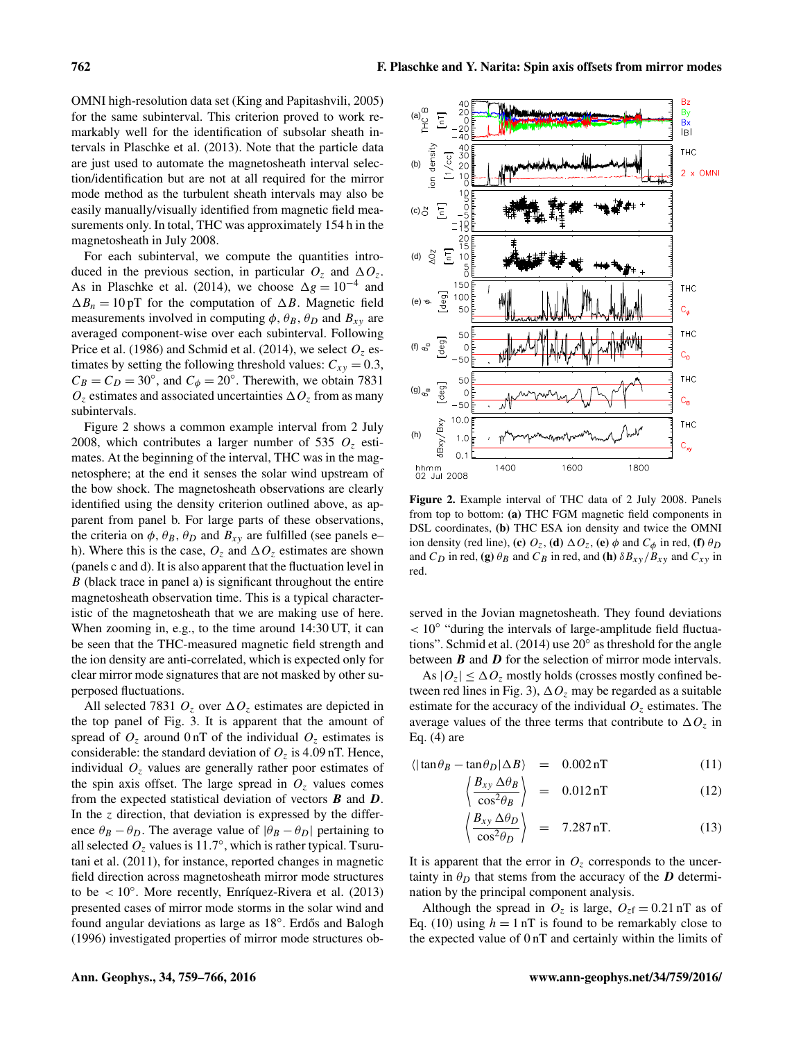OMNI high-resolution data set (King and Papitashvili, 2005) for the same subinterval. This criterion proved to work remarkably well for the identification of subsolar sheath intervals in Plaschke et al. (2013). Note that the particle data are just used to automate the magnetosheath interval selection/identification but are not at all required for the mirror mode method as the turbulent sheath intervals may also be easily manually/visually identified from magnetic field measurements only. In total, THC was approximately 154 h in the magnetosheath in July 2008.

For each subinterval, we compute the quantities introduced in the previous section, in particular $O_z$ and $\Delta O_z$. As in Plaschke et al. (2014), we choose $\Delta g = 10^{-4}$ and $\Delta B_n = 10\,\mathrm{pT}$ for the computation of $\Delta B$. Magnetic field measurements involved in computing $\phi$, $\theta_B$, $\theta_D$ and $B_{xy}$ are averaged component-wise over each subinterval. Following Price et al. (1986) and Schmid et al. (2014), we select $O_z$ estimates by setting the following threshold values: $C_{xy} = 0.3$, $C_B = C_D = 30°$, and $C_\phi = 20°$. Therewith, we obtain 7831 $O_z$ estimates and associated uncertainties $\Delta O_z$ from as many subintervals.

Figure 2 shows a common example interval from 2 July 2008, which contributes a larger number of 535 $O_z$ estimates. At the beginning of the interval, THC was in the magnetosphere; at the end it senses the solar wind upstream of the bow shock. The magnetosheath observations are clearly identified using the density criterion outlined above, as apparent from panel b. For large parts of these observations, the criteria on $\phi$, $\theta_B$, $\theta_D$ and $B_{xy}$ are fulfilled (see panels e–h). Where this is the case, $O_z$ and $\Delta O_z$ estimates are shown (panels c and d). It is also apparent that the fluctuation level in $B$ (black trace in panel a) is significant throughout the entire magnetosheath observation time. This is a typical characteristic of the magnetosheath that we are making use of here. When zooming in, e.g., to the time around 14:30 UT, it can be seen that the THC-measured magnetic field strength and the ion density are anti-correlated, which is expected only for clear mirror mode signatures that are not masked by other superposed fluctuations.

All selected 7831 $O_z$ over $\Delta O_z$ estimates are depicted in the top panel of Fig. 3. It is apparent that the amount of spread of $O_z$ around 0 nT of the individual $O_z$ estimates is considerable: the standard deviation of $O_z$ is 4.09 nT. Hence, individual $O_z$ values are generally rather poor estimates of the spin axis offset. The large spread in $O_z$ values comes from the expected statistical deviation of vectors $\boldsymbol{B}$ and $\boldsymbol{D}$. In the $z$ direction, that deviation is expressed by the difference $\theta_B - \theta_D$. The average value of $|\theta_B - \theta_D|$ pertaining to all selected $O_z$ values is 11.7°, which is rather typical. Tsurutani et al. (2011), for instance, reported changes in magnetic field direction across magnetosheath mirror mode structures to be $< 10°$. More recently, Enríquez-Rivera et al. (2013) presented cases of mirror mode storms in the solar wind and found angular deviations as large as 18°. Erdős and Balogh (1996) investigated properties of mirror mode structures observed in the Jovian magnetosheath. They found deviations $< 10°$ "during the intervals of large-amplitude field fluctuations". Schmid et al. (2014) use 20° as threshold for the angle between $\boldsymbol{B}$ and $\boldsymbol{D}$ for the selection of mirror mode intervals.

Figure 2. Example interval of THC data of 2 July 2008. Panels from top to bottom: **(a)** THC FGM magnetic field components in DSL coordinates, **(b)** THC ESA ion density and twice the OMNI ion density (red line), **(c)** $O_z$, **(d)** $\Delta O_z$, **(e)** $\phi$ and $C_\phi$ in red, **(f)** $\theta_D$ and $C_D$ in red, **(g)** $\theta_B$ and $C_B$ in red, and **(h)** $\delta B_{xy}/B_{xy}$ and $C_{xy}$ in red.

As $|O_z| \leq \Delta O_z$ mostly holds (crosses mostly confined between red lines in Fig. 3), $\Delta O_z$ may be regarded as a suitable estimate for the accuracy of the individual $O_z$ estimates. The average values of the three terms that contribute to $\Delta O_z$ in Eq. (4) are

$$\langle|\tan\theta_B - \tan\theta_D|\Delta B\rangle = 0.002\,\mathrm{nT} \tag{11}$$

$$\left\langle\frac{B_{xy}\,\Delta\theta_B}{\cos^2\theta_B}\right\rangle = 0.012\,\mathrm{nT} \tag{12}$$

$$\left\langle\frac{B_{xy}\,\Delta\theta_D}{\cos^2\theta_D}\right\rangle = 7.287\,\mathrm{nT}. \tag{13}$$

It is apparent that the error in $O_z$ corresponds to the uncertainty in $\theta_D$ that stems from the accuracy of the $\boldsymbol{D}$ determination by the principal component analysis.

Although the spread in $O_z$ is large, $O_{z\mathrm{f}} = 0.21\,\mathrm{nT}$ as of Eq. (10) using $h = 1\,\mathrm{nT}$ is found to be remarkably close to the expected value of 0 nT and certainly within the limits of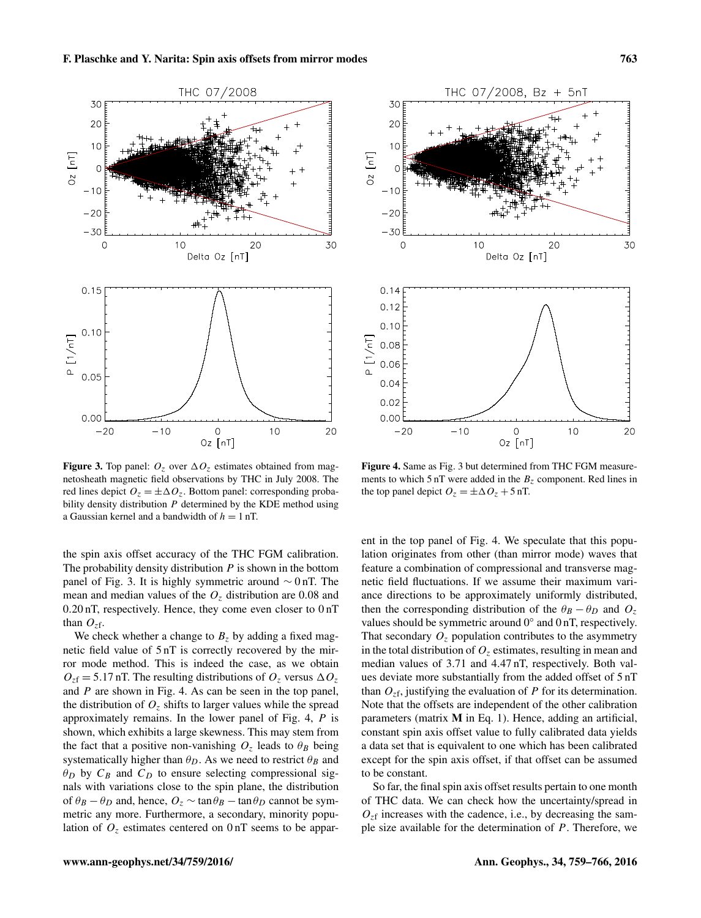**Figure 3.** Top panel: $O_z$ over $\Delta O_z$ estimates obtained from magnetosheath magnetic field observations by THC in July 2008. The red lines depict $O_z = \pm\Delta O_z$. Bottom panel: corresponding probability density distribution $P$ determined by the KDE method using a Gaussian kernel and a bandwidth of $h = 1$ nT.

**Figure 4.** Same as Fig. 3 but determined from THC FGM measurements to which 5 nT were added in the $B_z$ component. Red lines in the top panel depict $O_z = \pm\Delta O_z + 5$ nT.

the spin axis offset accuracy of the THC FGM calibration. The probability density distribution $P$ is shown in the bottom panel of Fig. 3. It is highly symmetric around $\sim 0$ nT. The mean and median values of the $O_z$ distribution are 0.08 and 0.20 nT, respectively. Hence, they come even closer to 0 nT than $O_{zf}$.

We check whether a change to $B_z$ by adding a fixed magnetic field value of 5 nT is correctly recovered by the mirror mode method. This is indeed the case, as we obtain $O_{zf} = 5.17$ nT. The resulting distributions of $O_z$ versus $\Delta O_z$ and $P$ are shown in Fig. 4. As can be seen in the top panel, the distribution of $O_z$ shifts to larger values while the spread approximately remains. In the lower panel of Fig. 4, $P$ is shown, which exhibits a large skewness. This may stem from the fact that a positive non-vanishing $O_z$ leads to $\theta_B$ being systematically higher than $\theta_D$. As we need to restrict $\theta_B$ and $\theta_D$ by $C_B$ and $C_D$ to ensure selecting compressional signals with variations close to the spin plane, the distribution of $\theta_B - \theta_D$ and, hence, $O_z \sim \tan\theta_B - \tan\theta_D$ cannot be symmetric any more. Furthermore, a secondary, minority population of $O_z$ estimates centered on 0 nT seems to be apparent in the top panel of Fig. 4. We speculate that this population originates from other (than mirror mode) waves that feature a combination of compressional and transverse magnetic field fluctuations. If we assume their maximum variance directions to be approximately uniformly distributed, then the corresponding distribution of the $\theta_B - \theta_D$ and $O_z$ values should be symmetric around 0° and 0 nT, respectively. That secondary $O_z$ population contributes to the asymmetry in the total distribution of $O_z$ estimates, resulting in mean and median values of 3.71 and 4.47 nT, respectively. Both values deviate more substantially from the added offset of 5 nT than $O_{zf}$, justifying the evaluation of $P$ for its determination. Note that the offsets are independent of the other calibration parameters (matrix $\mathbf{M}$ in Eq. 1). Hence, adding an artificial, constant spin axis offset value to fully calibrated data yields a data set that is equivalent to one which has been calibrated except for the spin axis offset, if that offset can be assumed to be constant.

So far, the final spin axis offset results pertain to one month of THC data. We can check how the uncertainty/spread in $O_{zf}$ increases with the cadence, i.e., by decreasing the sample size available for the determination of $P$. Therefore, we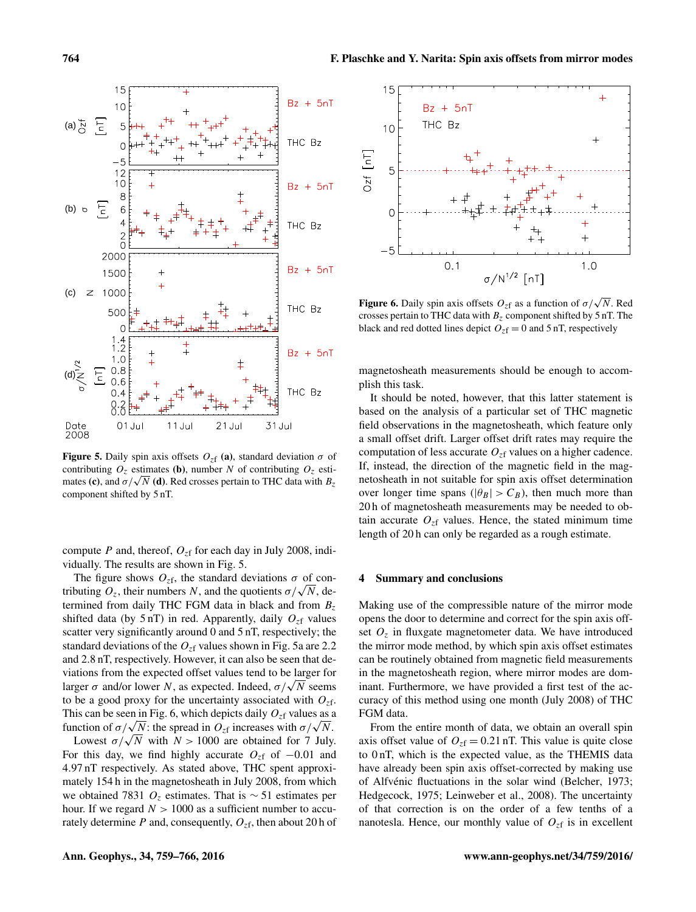**Figure 5.** Daily spin axis offsets $O_{zf}$ **(a)**, standard deviation $\sigma$ of contributing $O_z$ estimates **(b)**, number $N$ of contributing $O_z$ estimates **(c)**, and $\sigma/\sqrt{N}$ **(d)**. Red crosses pertain to THC data with $B_z$ component shifted by 5 nT.

**Figure 6.** Daily spin axis offsets $O_{zf}$ as a function of $\sigma/\sqrt{N}$. Red crosses pertain to THC data with $B_z$ component shifted by 5 nT. The black and red dotted lines depict $O_{zf} = 0$ and 5 nT, respectively

compute $P$ and, thereof, $O_{zf}$ for each day in July 2008, individually. The results are shown in Fig. 5.

The figure shows $O_{zf}$, the standard deviations $\sigma$ of contributing $O_z$, their numbers $N$, and the quotients $\sigma/\sqrt{N}$, determined from daily THC FGM data in black and from $B_z$ shifted data (by 5 nT) in red. Apparently, daily $O_{zf}$ values scatter very significantly around 0 and 5 nT, respectively; the standard deviations of the $O_{zf}$ values shown in Fig. 5a are 2.2 and 2.8 nT, respectively. However, it can also be seen that deviations from the expected offset values tend to be larger for larger $\sigma$ and/or lower $N$, as expected. Indeed, $\sigma/\sqrt{N}$ seems to be a good proxy for the uncertainty associated with $O_{zf}$. This can be seen in Fig. 6, which depicts daily $O_{zf}$ values as a function of $\sigma/\sqrt{N}$: the spread in $O_{zf}$ increases with $\sigma/\sqrt{N}$.

Lowest $\sigma/\sqrt{N}$ with $N > 1000$ are obtained for 7 July. For this day, we find highly accurate $O_{zf}$ of $-0.01$ and 4.97 nT respectively. As stated above, THC spent approximately 154 h in the magnetosheath in July 2008, from which we obtained 7831 $O_z$ estimates. That is $\sim 51$ estimates per hour. If we regard $N > 1000$ as a sufficient number to accurately determine $P$ and, consequently, $O_{zf}$, then about 20 h of magnetosheath measurements should be enough to accomplish this task.

It should be noted, however, that this latter statement is based on the analysis of a particular set of THC magnetic field observations in the magnetosheath, which feature only a small offset drift. Larger offset drift rates may require the computation of less accurate $O_{zf}$ values on a higher cadence. If, instead, the direction of the magnetic field in the magnetosheath in not suitable for spin axis offset determination over longer time spans ($|\theta_B| > C_B$), then much more than 20 h of magnetosheath measurements may be needed to obtain accurate $O_{zf}$ values. Hence, the stated minimum time length of 20 h can only be regarded as a rough estimate.

## 4 Summary and conclusions

Making use of the compressible nature of the mirror mode opens the door to determine and correct for the spin axis offset $O_z$ in fluxgate magnetometer data. We have introduced the mirror mode method, by which spin axis offset estimates can be routinely obtained from magnetic field measurements in the magnetosheath region, where mirror modes are dominant. Furthermore, we have provided a first test of the accuracy of this method using one month (July 2008) of THC FGM data.

From the entire month of data, we obtain an overall spin axis offset value of $O_{zf} = 0.21$ nT. This value is quite close to 0 nT, which is the expected value, as the THEMIS data have already been spin axis offset-corrected by making use of Alfvénic fluctuations in the solar wind (Belcher, 1973; Hedgecock, 1975; Leinweber et al., 2008). The uncertainty of that correction is on the order of a few tenths of a nanotesla. Hence, our monthly value of $O_{zf}$ is in excellent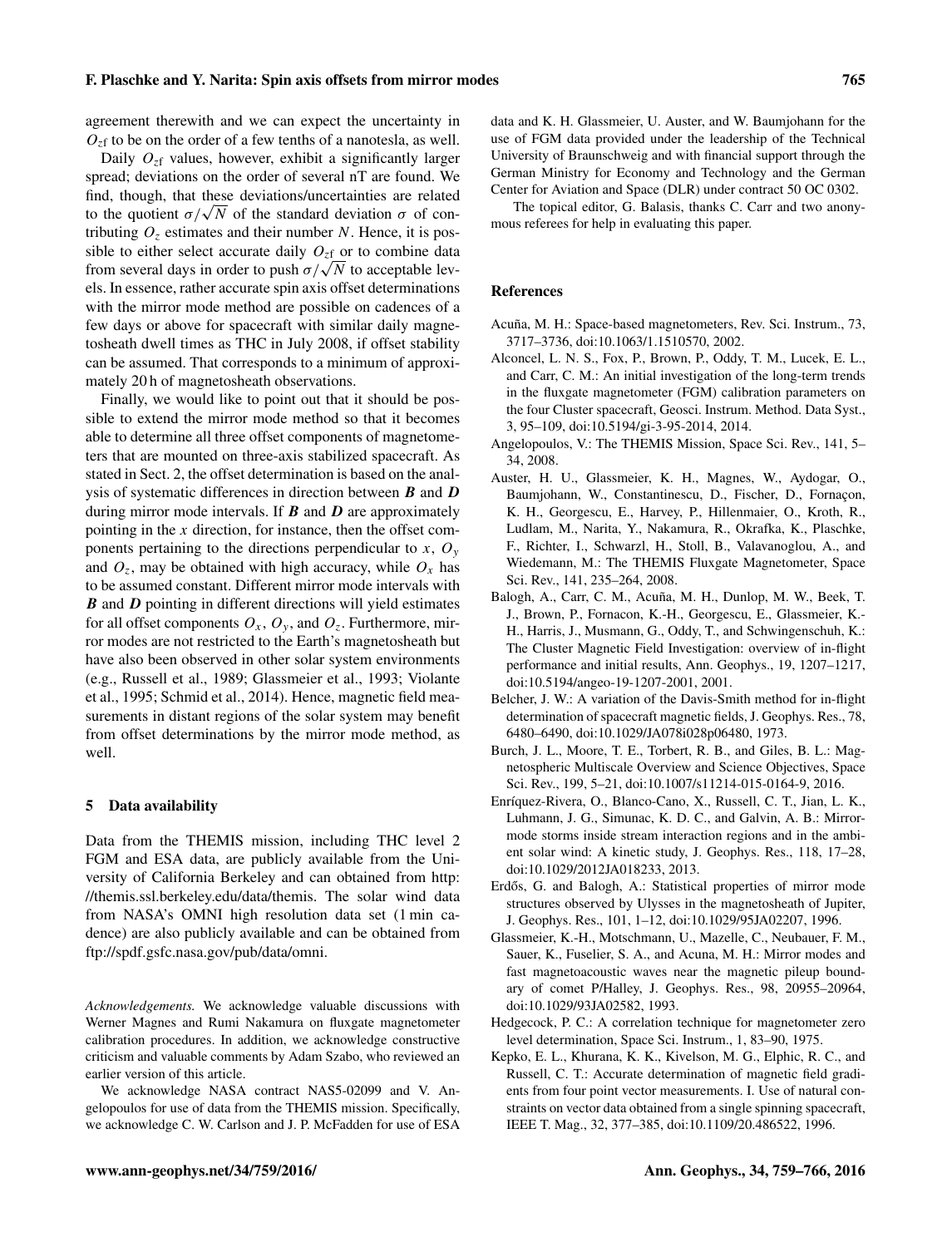agreement therewith and we can expect the uncertainty in $O_{z\mathrm{f}}$ to be on the order of a few tenths of a nanotesla, as well.

Daily $O_{z\mathrm{f}}$ values, however, exhibit a significantly larger spread; deviations on the order of several nT are found. We find, though, that these deviations/uncertainties are related to the quotient $\sigma/\sqrt{N}$ of the standard deviation $\sigma$ of contributing $O_z$ estimates and their number $N$. Hence, it is possible to either select accurate daily $O_{z\mathrm{f}}$ or to combine data from several days in order to push $\sigma/\sqrt{N}$ to acceptable levels. In essence, rather accurate spin axis offset determinations with the mirror mode method are possible on cadences of a few days or above for spacecraft with similar daily magnetosheath dwell times as THC in July 2008, if offset stability can be assumed. That corresponds to a minimum of approximately 20 h of magnetosheath observations.

Finally, we would like to point out that it should be possible to extend the mirror mode method so that it becomes able to determine all three offset components of magnetometers that are mounted on three-axis stabilized spacecraft. As stated in Sect. 2, the offset determination is based on the analysis of systematic differences in direction between $\boldsymbol{B}$ and $\boldsymbol{D}$ during mirror mode intervals. If $\boldsymbol{B}$ and $\boldsymbol{D}$ are approximately pointing in the $x$ direction, for instance, then the offset components pertaining to the directions perpendicular to $x$, $O_y$ and $O_z$, may be obtained with high accuracy, while $O_x$ has to be assumed constant. Different mirror mode intervals with $\boldsymbol{B}$ and $\boldsymbol{D}$ pointing in different directions will yield estimates for all offset components $O_x$, $O_y$, and $O_z$. Furthermore, mirror modes are not restricted to the Earth's magnetosheath but have also been observed in other solar system environments (e.g., Russell et al., 1989; Glassmeier et al., 1993; Violante et al., 1995; Schmid et al., 2014). Hence, magnetic field measurements in distant regions of the solar system may benefit from offset determinations by the mirror mode method, as well.

## 5 Data availability

Data from the THEMIS mission, including THC level 2 FGM and ESA data, are publicly available from the University of California Berkeley and can obtained from http://themis.ssl.berkeley.edu/data/themis. The solar wind data from NASA's OMNI high resolution data set (1 min cadence) are also publicly available and can be obtained from ftp://spdf.gsfc.nasa.gov/pub/data/omni.

*Acknowledgements.* We acknowledge valuable discussions with Werner Magnes and Rumi Nakamura on fluxgate magnetometer calibration procedures. In addition, we acknowledge constructive criticism and valuable comments by Adam Szabo, who reviewed an earlier version of this article.

We acknowledge NASA contract NAS5-02099 and V. Angelopoulos for use of data from the THEMIS mission. Specifically, we acknowledge C. W. Carlson and J. P. McFadden for use of ESA data and K. H. Glassmeier, U. Auster, and W. Baumjohann for the use of FGM data provided under the leadership of the Technical University of Braunschweig and with financial support through the German Ministry for Economy and Technology and the German Center for Aviation and Space (DLR) under contract 50 OC 0302.

The topical editor, G. Balasis, thanks C. Carr and two anonymous referees for help in evaluating this paper.

## References

Acuña, M. H.: Space-based magnetometers, Rev. Sci. Instrum., 73, 3717–3736, doi:10.1063/1.1510570, 2002.

Alconcel, L. N. S., Fox, P., Brown, P., Oddy, T. M., Lucek, E. L., and Carr, C. M.: An initial investigation of the long-term trends in the fluxgate magnetometer (FGM) calibration parameters on the four Cluster spacecraft, Geosci. Instrum. Method. Data Syst., 3, 95–109, doi:10.5194/gi-3-95-2014, 2014.

Angelopoulos, V.: The THEMIS Mission, Space Sci. Rev., 141, 5–34, 2008.

Auster, H. U., Glassmeier, K. H., Magnes, W., Aydogar, O., Baumjohann, W., Constantinescu, D., Fischer, D., Fornaçon, K. H., Georgescu, E., Harvey, P., Hillenmaier, O., Kroth, R., Ludlam, M., Narita, Y., Nakamura, R., Okrafka, K., Plaschke, F., Richter, I., Schwarzl, H., Stoll, B., Valavanoglou, A., and Wiedemann, M.: The THEMIS Fluxgate Magnetometer, Space Sci. Rev., 141, 235–264, 2008.

Balogh, A., Carr, C. M., Acuña, M. H., Dunlop, M. W., Beek, T. J., Brown, P., Fornacon, K.-H., Georgescu, E., Glassmeier, K.-H., Harris, J., Musmann, G., Oddy, T., and Schwingenschuh, K.: The Cluster Magnetic Field Investigation: overview of in-flight performance and initial results, Ann. Geophys., 19, 1207–1217, doi:10.5194/angeo-19-1207-2001, 2001.

Belcher, J. W.: A variation of the Davis-Smith method for in-flight determination of spacecraft magnetic fields, J. Geophys. Res., 78, 6480–6490, doi:10.1029/JA078i028p06480, 1973.

Burch, J. L., Moore, T. E., Torbert, R. B., and Giles, B. L.: Magnetospheric Multiscale Overview and Science Objectives, Space Sci. Rev., 199, 5–21, doi:10.1007/s11214-015-0164-9, 2016.

Enríquez-Rivera, O., Blanco-Cano, X., Russell, C. T., Jian, L. K., Luhmann, J. G., Simunac, K. D. C., and Galvin, A. B.: Mirror-mode storms inside stream interaction regions and in the ambient solar wind: A kinetic study, J. Geophys. Res., 118, 17–28, doi:10.1029/2012JA018233, 2013.

Erdős, G. and Balogh, A.: Statistical properties of mirror mode structures observed by Ulysses in the magnetosheath of Jupiter, J. Geophys. Res., 101, 1–12, doi:10.1029/95JA02207, 1996.

Glassmeier, K.-H., Motschmann, U., Mazelle, C., Neubauer, F. M., Sauer, K., Fuselier, S. A., and Acuna, M. H.: Mirror modes and fast magnetoacoustic waves near the magnetic pileup boundary of comet P/Halley, J. Geophys. Res., 98, 20955–20964, doi:10.1029/93JA02582, 1993.

Hedgecock, P. C.: A correlation technique for magnetometer zero level determination, Space Sci. Instrum., 1, 83–90, 1975.

Kepko, E. L., Khurana, K. K., Kivelson, M. G., Elphic, R. C., and Russell, C. T.: Accurate determination of magnetic field gradients from four point vector measurements. I. Use of natural constraints on vector data obtained from a single spinning spacecraft, IEEE T. Mag., 32, 377–385, doi:10.1109/20.486522, 1996.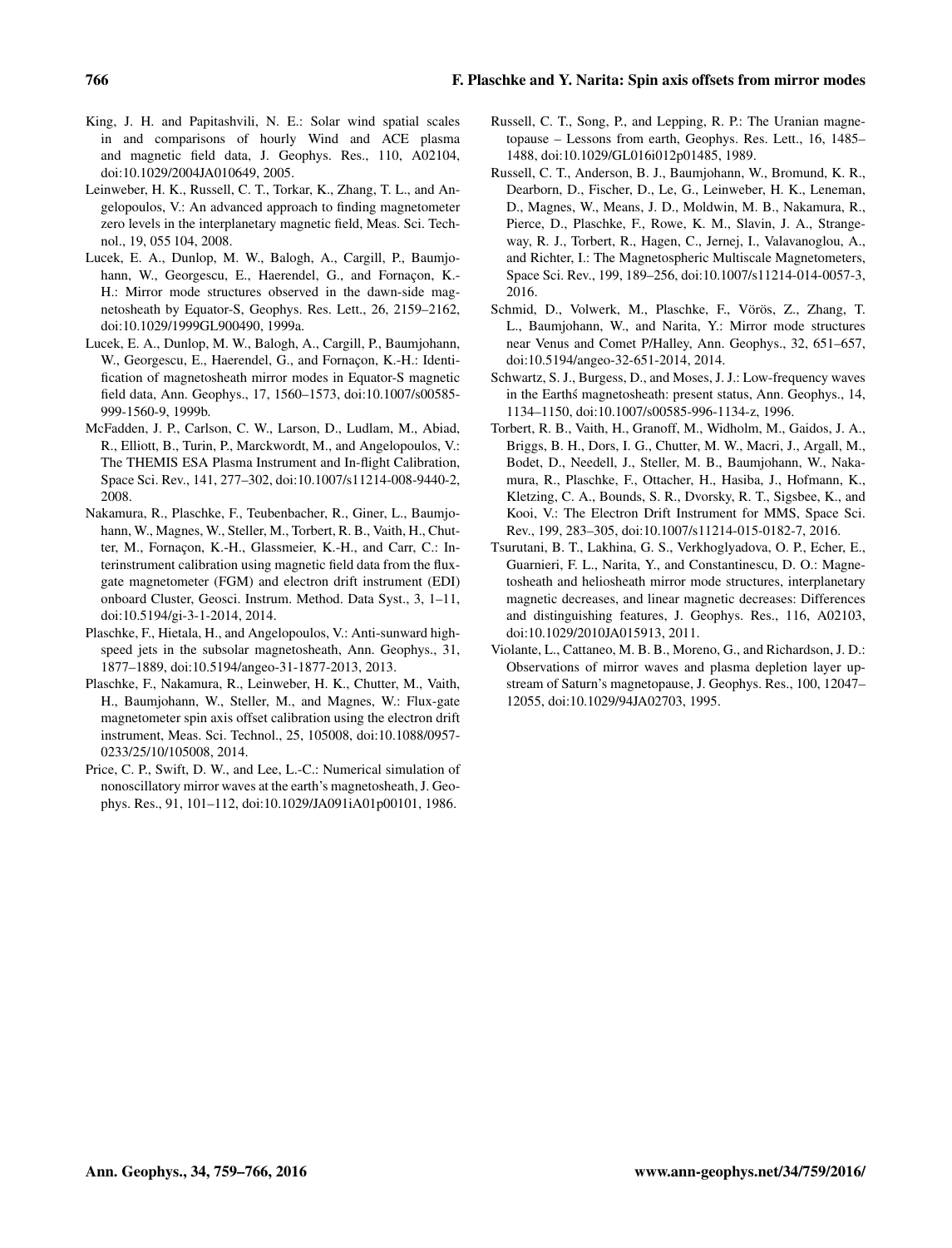King, J. H. and Papitashvili, N. E.: Solar wind spatial scales in and comparisons of hourly Wind and ACE plasma and magnetic field data, J. Geophys. Res., 110, A02104, doi:10.1029/2004JA010649, 2005.

Leinweber, H. K., Russell, C. T., Torkar, K., Zhang, T. L., and Angelopoulos, V.: An advanced approach to finding magnetometer zero levels in the interplanetary magnetic field, Meas. Sci. Technol., 19, 055 104, 2008.

Lucek, E. A., Dunlop, M. W., Balogh, A., Cargill, P., Baumjohann, W., Georgescu, E., Haerendel, G., and Fornaçon, K.-H.: Mirror mode structures observed in the dawn-side magnetosheath by Equator-S, Geophys. Res. Lett., 26, 2159–2162, doi:10.1029/1999GL900490, 1999a.

Lucek, E. A., Dunlop, M. W., Balogh, A., Cargill, P., Baumjohann, W., Georgescu, E., Haerendel, G., and Fornaçon, K.-H.: Identification of magnetosheath mirror modes in Equator-S magnetic field data, Ann. Geophys., 17, 1560–1573, doi:10.1007/s00585-999-1560-9, 1999b.

McFadden, J. P., Carlson, C. W., Larson, D., Ludlam, M., Abiad, R., Elliott, B., Turin, P., Marckwordt, M., and Angelopoulos, V.: The THEMIS ESA Plasma Instrument and In-flight Calibration, Space Sci. Rev., 141, 277–302, doi:10.1007/s11214-008-9440-2, 2008.

Nakamura, R., Plaschke, F., Teubenbacher, R., Giner, L., Baumjohann, W., Magnes, W., Steller, M., Torbert, R. B., Vaith, H., Chutter, M., Fornaçon, K.-H., Glassmeier, K.-H., and Carr, C.: Interinstrument calibration using magnetic field data from the flux-gate magnetometer (FGM) and electron drift instrument (EDI) onboard Cluster, Geosci. Instrum. Method. Data Syst., 3, 1–11, doi:10.5194/gi-3-1-2014, 2014.

Plaschke, F., Hietala, H., and Angelopoulos, V.: Anti-sunward high-speed jets in the subsolar magnetosheath, Ann. Geophys., 31, 1877–1889, doi:10.5194/angeo-31-1877-2013, 2013.

Plaschke, F., Nakamura, R., Leinweber, H. K., Chutter, M., Vaith, H., Baumjohann, W., Steller, M., and Magnes, W.: Flux-gate magnetometer spin axis offset calibration using the electron drift instrument, Meas. Sci. Technol., 25, 105008, doi:10.1088/0957-0233/25/10/105008, 2014.

Price, C. P., Swift, D. W., and Lee, L.-C.: Numerical simulation of nonoscillatory mirror waves at the earth's magnetosheath, J. Geophys. Res., 91, 101–112, doi:10.1029/JA091iA01p00101, 1986.

Russell, C. T., Song, P., and Lepping, R. P.: The Uranian magnetopause – Lessons from earth, Geophys. Res. Lett., 16, 1485–1488, doi:10.1029/GL016i012p01485, 1989.

Russell, C. T., Anderson, B. J., Baumjohann, W., Bromund, K. R., Dearborn, D., Fischer, D., Le, G., Leinweber, H. K., Leneman, D., Magnes, W., Means, J. D., Moldwin, M. B., Nakamura, R., Pierce, D., Plaschke, F., Rowe, K. M., Slavin, J. A., Strangeway, R. J., Torbert, R., Hagen, C., Jernej, I., Valavanoglou, A., and Richter, I.: The Magnetospheric Multiscale Magnetometers, Space Sci. Rev., 199, 189–256, doi:10.1007/s11214-014-0057-3, 2016.

Schmid, D., Volwerk, M., Plaschke, F., Vörös, Z., Zhang, T. L., Baumjohann, W., and Narita, Y.: Mirror mode structures near Venus and Comet P/Halley, Ann. Geophys., 32, 651–657, doi:10.5194/angeo-32-651-2014, 2014.

Schwartz, S. J., Burgess, D., and Moses, J. J.: Low-frequency waves in the Earthś magnetosheath: present status, Ann. Geophys., 14, 1134–1150, doi:10.1007/s00585-996-1134-z, 1996.

Torbert, R. B., Vaith, H., Granoff, M., Widholm, M., Gaidos, J. A., Briggs, B. H., Dors, I. G., Chutter, M. W., Macri, J., Argall, M., Bodet, D., Needell, J., Steller, M. B., Baumjohann, W., Nakamura, R., Plaschke, F., Ottacher, H., Hasiba, J., Hofmann, K., Kletzing, C. A., Bounds, S. R., Dvorsky, R. T., Sigsbee, K., and Kooi, V.: The Electron Drift Instrument for MMS, Space Sci. Rev., 199, 283–305, doi:10.1007/s11214-015-0182-7, 2016.

Tsurutani, B. T., Lakhina, G. S., Verkhoglyadova, O. P., Echer, E., Guarnieri, F. L., Narita, Y., and Constantinescu, D. O.: Magnetosheath and heliosheath mirror mode structures, interplanetary magnetic decreases, and linear magnetic decreases: Differences and distinguishing features, J. Geophys. Res., 116, A02103, doi:10.1029/2010JA015913, 2011.

Violante, L., Cattaneo, M. B. B., Moreno, G., and Richardson, J. D.: Observations of mirror waves and plasma depletion layer upstream of Saturn's magnetopause, J. Geophys. Res., 100, 12047–12055, doi:10.1029/94JA02703, 1995.